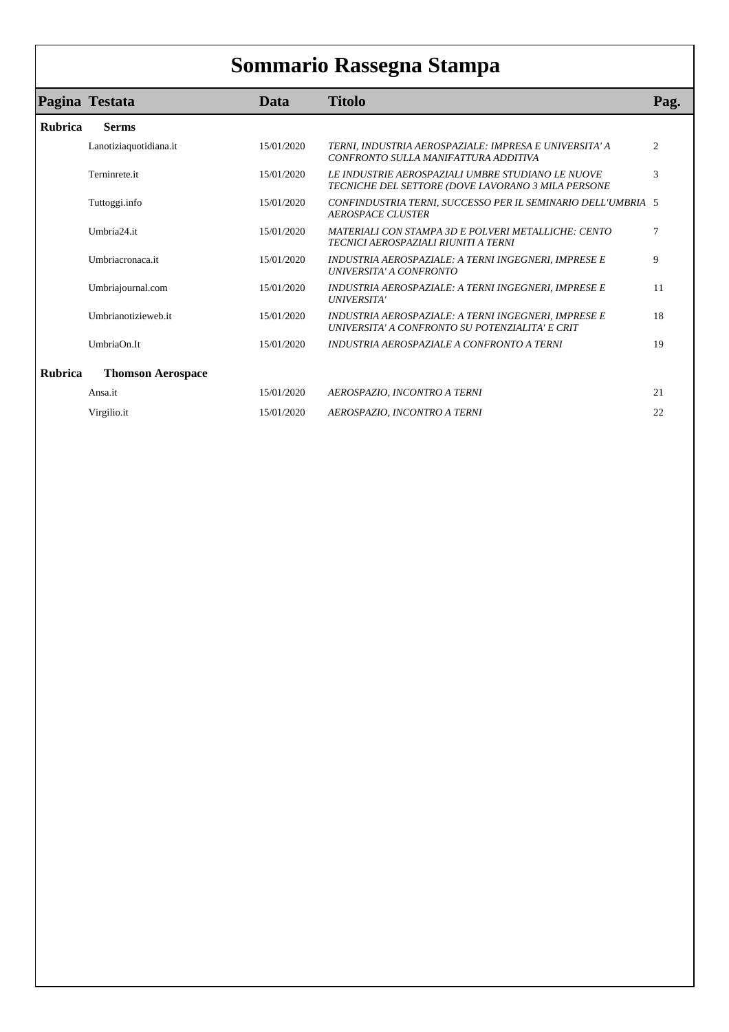# Sommario Rassegna Stampa

| Pagina | Testata | Data | Titolo | Pag. |
|---|---|---|---|---|
| **Rubrica** | **Serms** | | | |
| | Lanotiziaquotidiana.it | 15/01/2020 | *TERNI, INDUSTRIA AEROSPAZIALE: IMPRESA E UNIVERSITA' A CONFRONTO SULLA MANIFATTURA ADDITIVA* | 2 |
| | Terninrete.it | 15/01/2020 | *LE INDUSTRIE AEROSPAZIALI UMBRE STUDIANO LE NUOVE TECNICHE DEL SETTORE (DOVE LAVORANO 3 MILA PERSONE* | 3 |
| | Tuttoggi.info | 15/01/2020 | *CONFINDUSTRIA TERNI, SUCCESSO PER IL SEMINARIO DELL'UMBRIA AEROSPACE CLUSTER* | 5 |
| | Umbria24.it | 15/01/2020 | *MATERIALI CON STAMPA 3D E POLVERI METALLICHE: CENTO TECNICI AEROSPAZIALI RIUNITI A TERNI* | 7 |
| | Umbriacronaca.it | 15/01/2020 | *INDUSTRIA AEROSPAZIALE: A TERNI INGEGNERI, IMPRESE E UNIVERSITA' A CONFRONTO* | 9 |
| | Umbriajournal.com | 15/01/2020 | *INDUSTRIA AEROSPAZIALE: A TERNI INGEGNERI, IMPRESE E UNIVERSITA'* | 11 |
| | Umbrianotizieweb.it | 15/01/2020 | *INDUSTRIA AEROSPAZIALE: A TERNI INGEGNERI, IMPRESE E UNIVERSITA' A CONFRONTO SU POTENZIALITA' E CRIT* | 18 |
| | UmbriaOn.It | 15/01/2020 | *INDUSTRIA AEROSPAZIALE A CONFRONTO A TERNI* | 19 |
| **Rubrica** | **Thomson Aerospace** | | | |
| | Ansa.it | 15/01/2020 | *AEROSPAZIO, INCONTRO A TERNI* | 21 |
| | Virgilio.it | 15/01/2020 | *AEROSPAZIO, INCONTRO A TERNI* | 22 |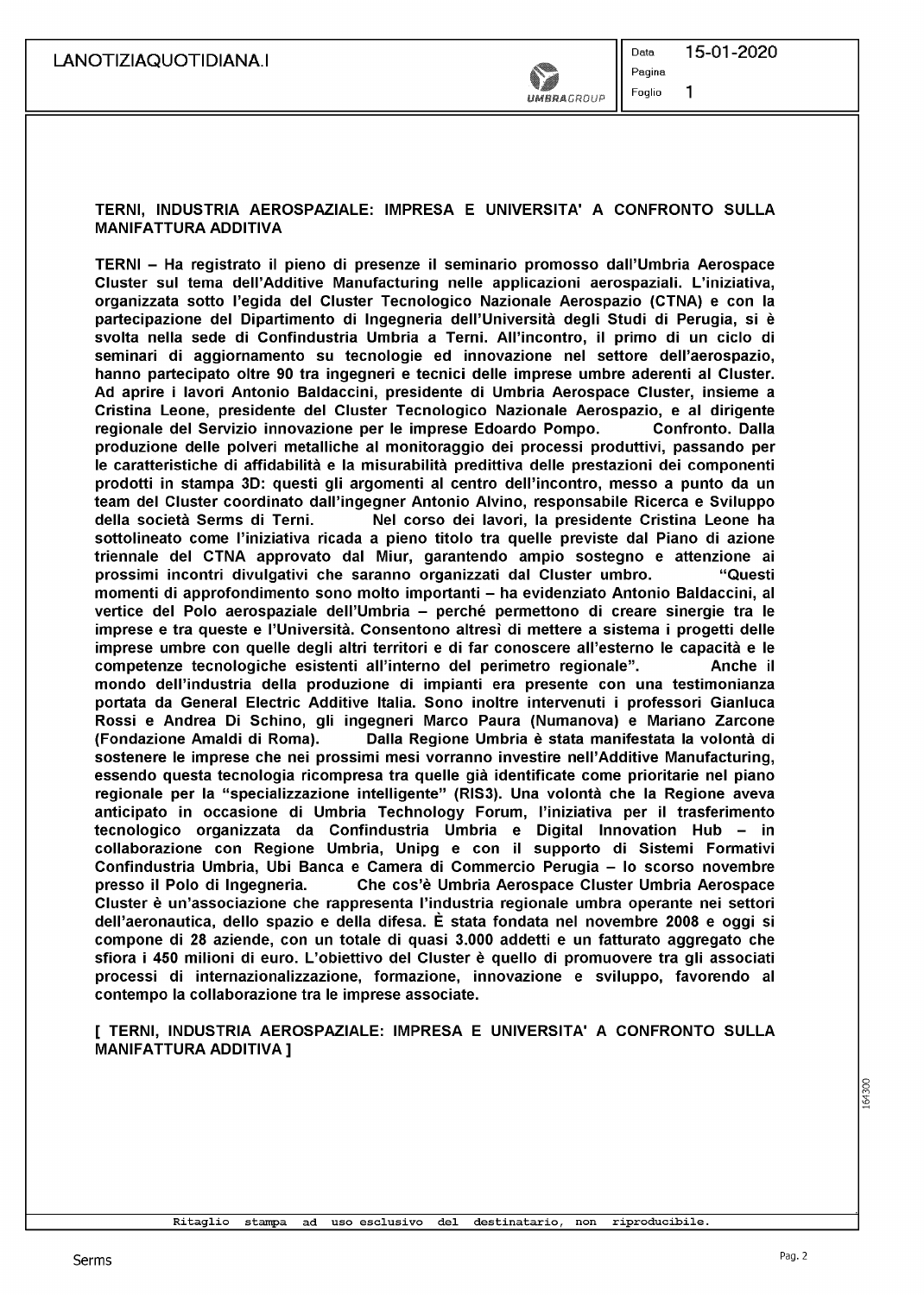# TERNI, INDUSTRIA AEROSPAZIALE: IMPRESA E UNIVERSITA' A CONFRONTO SULLA MANIFATTURA ADDITIVA

**TERNI – Ha registrato il pieno di presenze il seminario promosso dall'Umbria Aerospace Cluster sul tema dell'Additive Manufacturing nelle applicazioni aerospaziali. L'iniziativa, organizzata sotto l'egida del Cluster Tecnologico Nazionale Aerospazio (CTNA) e con la partecipazione del Dipartimento di Ingegneria dell'Università degli Studi di Perugia, si è svolta nella sede di Confindustria Umbria a Terni. All'incontro, il primo di un ciclo di seminari di aggiornamento su tecnologie ed innovazione nel settore dell'aerospazio, hanno partecipato oltre 90 tra ingegneri e tecnici delle imprese umbre aderenti al Cluster. Ad aprire i lavori Antonio Baldaccini, presidente di Umbria Aerospace Cluster, insieme a Cristina Leone, presidente del Cluster Tecnologico Nazionale Aerospazio, e al dirigente regionale del Servizio innovazione per le imprese Edoardo Pompo. Confronto. Dalla produzione delle polveri metalliche al monitoraggio dei processi produttivi, passando per le caratteristiche di affidabilità e la misurabilità predittiva delle prestazioni dei componenti prodotti in stampa 3D: questi gli argomenti al centro dell'incontro, messo a punto da un team del Cluster coordinato dall'ingegner Antonio Alvino, responsabile Ricerca e Sviluppo della società Serms di Terni. Nel corso dei lavori, la presidente Cristina Leone ha sottolineato come l'iniziativa ricada a pieno titolo tra quelle previste dal Piano di azione triennale del CTNA approvato dal Miur, garantendo ampio sostegno e attenzione ai prossimi incontri divulgativi che saranno organizzati dal Cluster umbro. "Questi momenti di approfondimento sono molto importanti – ha evidenziato Antonio Baldaccini, al vertice del Polo aerospaziale dell'Umbria – perché permettono di creare sinergie tra le imprese e tra queste e l'Università. Consentono altresì di mettere a sistema i progetti delle imprese umbre con quelle degli altri territori e di far conoscere all'esterno le capacità e le competenze tecnologiche esistenti all'interno del perimetro regionale". Anche il mondo dell'industria della produzione di impianti era presente con una testimonianza portata da General Electric Additive Italia. Sono inoltre intervenuti i professori Gianluca Rossi e Andrea Di Schino, gli ingegneri Marco Paura (Numanova) e Mariano Zarcone (Fondazione Amaldi di Roma). Dalla Regione Umbria è stata manifestata la volontà di sostenere le imprese che nei prossimi mesi vorranno investire nell'Additive Manufacturing, essendo questa tecnologia ricompresa tra quelle già identificate come prioritarie nel piano regionale per la "specializzazione intelligente" (RIS3). Una volontà che la Regione aveva anticipato in occasione di Umbria Technology Forum, l'iniziativa per il trasferimento tecnologico organizzata da Confindustria Umbria e Digital Innovation Hub – in collaborazione con Regione Umbria, Unipg e con il supporto di Sistemi Formativi Confindustria Umbria, Ubi Banca e Camera di Commercio Perugia – lo scorso novembre presso il Polo di Ingegneria. Che cos'è Umbria Aerospace Cluster Umbria Aerospace Cluster è un'associazione che rappresenta l'industria regionale umbra operante nei settori dell'aeronautica, dello spazio e della difesa. È stata fondata nel novembre 2008 e oggi si compone di 28 aziende, con un totale di quasi 3.000 addetti e un fatturato aggregato che sfiora i 450 milioni di euro. L'obiettivo del Cluster è quello di promuovere tra gli associati processi di internazionalizzazione, formazione, innovazione e sviluppo, favorendo al contempo la collaborazione tra le imprese associate.**

**[ TERNI, INDUSTRIA AEROSPAZIALE: IMPRESA E UNIVERSITA' A CONFRONTO SULLA MANIFATTURA ADDITIVA ]**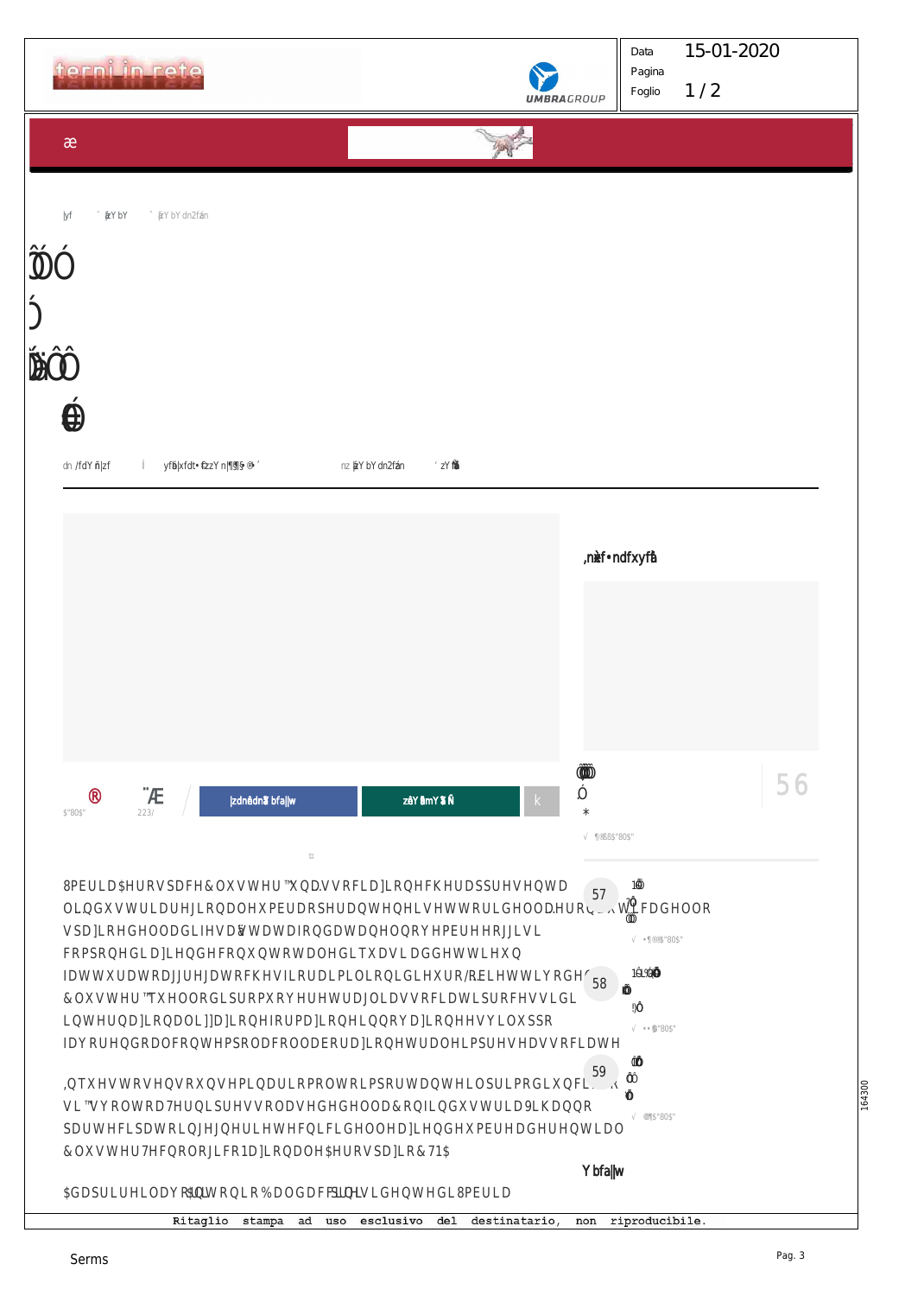Data 15-01-2020
Foglio 1 / 2

terni in rete

UMBRAGROUP

8PEULD$HURVSDFH&OXVWHU"XQD.VVRFLD]LRQHFKHUDSSUHVHQWD
OLQGXVWULDUHJLRQDOHXPEUDRSHUDQWHQHLVHWWRULGHOODHURQDXWLFD
VSD]LRHGHOODGLIHVD$WDWDIRQGDWDQHOQRYHPEUHHRJJL
FRPSRQHGLD]LHQGHFRQXQWRWDOHGLTXDVLDGGHWWLHXQ
IDWWXUDWRDJJUHJDWRFKHVILRUDLPLOLRQLGLHXUR/RELHWWLYRGH
&OXVWHU"TXHOORGLSURPXRYHUHHVWUDWHJLHDVVRFLDWLSURFHVVLGL
LQWHUQD]LRQDOL]]D]LRQHIRUPD]LRQHLQQRYD]LRQHHVYLOXSSR
IDYRUHQGRDOFRQWHPSRUDQHRODFROODERUD]LRQHWUDOHLPSUHVHDVVRFLDWH

,QTXHVWRVHQVRQXQVHPLQDULRPROWRLPSRUWDQWHLOSLPRGLXQFL
VL"VYROWRD7HUQLSUHVVRODVHGHGHOOD&RQILQGXVWULD9LDQQR
SDUWHFLSDWRLQJHJQHULHWHFQLFLGHOOHD]LHQGHXPEUHDGHUHQWLDO
&OXVWHU7HFQRORJLFR1D]LRQDOH$HURVSD]LR&71$

$GDSULUHLODYRUL... WRQLR%DOGDFFL... LGHQWHGL8PEULD

56

57

58

59

Ritaglio stampa ad uso esclusivo del destinatario, non riproducibile.

164300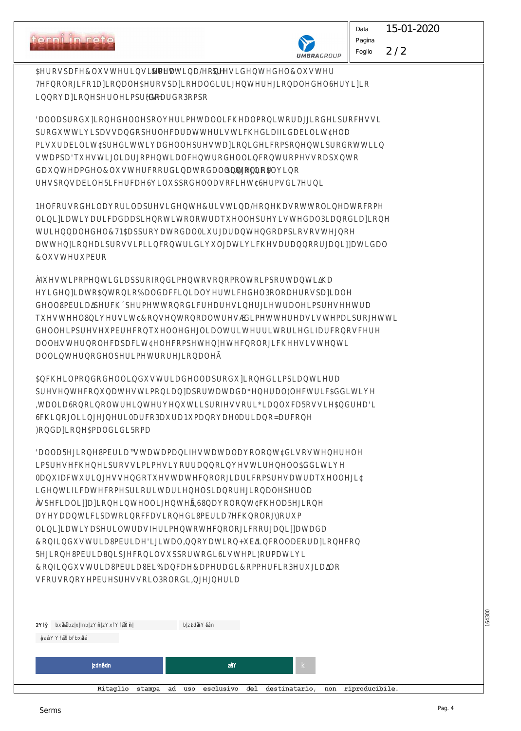$HURVSDFH&OXVWHUÌQVLH&RPHWLQD/HRQSUHVLGHQWHGHO&OXVWHU
7HFQRORJLFR1D]LRQDOH$HURVSD]LRHDOGLULJHQWHUHJLRQDOHGHO6HUYL]LR
LQQRYD]LRQHSHUOHLPSUH6WHIDQRGD3RPSR

'DOODSURGX]LRQHGHOOHSROYHULPHWDOOLFKHDOPRQLWRUDJJLRGHLSURFHVVL
SURGXWWLYLSDVVDQGRSHUOHFDUDWWHULVWLFKHGLDIILGDELOLWj¢HOD
PLVXUDELOLWj¢SUHGLWWLYDGHOOHSUHVWD]LRQLGHLFRPSRQHQWLSURGRWWLLQ
VWDPSD'TXHVWLLOLDUJRPHQWLDOFHQWURGHOOLQFRQWURPHVVRDSXQWR
GDXQWHDPGHO&OXVWHUFRRUGLQDWRGDO0DQQHOORSHU$OYLQR
UHVSRQVDELOH5LFHUFDH6YLOXSSRGHOODVRFLHWj¢6HUPVGL7HUQL

1HOFRUVRGHOODYRULODSUHVLGHQWH&ULVWLQD/HRQHKDVRWWROLQHDWRFRPH
OLQL]LDWLYDULFDGDDSLHQRWLWRORWUDTXHOOHSUHYLVWHGDO3LDQRGLD]LRQH
WULHQQDOHGHO&71$DSSURYDWRGDO0LQLVWHURGHOOLVWUX]LRQH
DWWHQ]LRQHDLSURVVLPLLQFRQWULGLYXOJDWLYLFKHVDUDQQRRUJDQL]]DWLGDO
&OXVWHUXPEUR

À4XHVWLPRPHQWLGLDSSURIRQGLPHQWRVRQRPROWRLPSRUWDQWLÃKD
HYLGHQ]LDWR$QWRQLR%DOGDFFLQLDOYHUWLFHGHO3RORDHURVSD]LDOH
GHOO8PEULDÃSHUFK´SHUPHWWRQRGLFUHDUHVLQHUJLHWUDOHLPSUHVHHWUD
TXHVWHHOO8QLYHUVLWj¢RSHQWRQRDOOWHUÆGLPHWWHUHDVLVWHPDLSURJHWWL
GHOOHLPSUHVHXQFRQTXHOOHGHJOLDOWULWHUULWRULHGLDIIRQWDUHUHFHQWL
DOOHVWHUQROHFDSDFLWj¢HOHFRPSHWHQ]HWHFQRORJLFKHHVLVWHQWL
DOOLQWHUQRGHOSHULPHWURUHJLRQDOHÃ

$QFKHLOPRQGRGHOOLQGXVWULDGHOODSURGX]LRQHGLLPSLDQWLHUD
SUHVHQWHFRQTXDOWHVWLPRQLDQ]DSRUWDWDGD*HQHUDO(OHFWULF$GGLWLYH
,WDOLD6RQRLQROWUHLQWHUYHQXWLSURIHVVRULL*LDQOXFD5RVVLH$QGUHD'L
6FKLQRJOLLQJHJQHUL0DUFR3DXUD1XPDQRYDH0DULDQR=DUFRQH
)RQGD]LRQH$PDOGLGL5RPD

'DOOD5HJLRQH8PEULD™VWDWDPDQLIHVWDWDODYRORQWj¢GLVRVWHQHUHOH
LPSUHVHFKHQHLSURVVLPLPHVLYRUUDQQRLQYHVWLUHQHOO$GGLWLYH
0DQXIDFWXULQJHVVHQGRTXHVWDWHFQRORJLDULFRPSUHVDWUDTXHOOHJLj¢
LGHQWLILFDWHFRPHSULRULWDULHQHOSLDQRUHJLRQDOHSHUOD
ÀVSHFLDOL]]D]LRQHLQWHOOLJHQWHÃ,6(8QDYRORQWj¢FKHOD5HJLRQH
DYHYDDQWLFLSDWRLQRFFDVLRQHGL8PEULD7HFKQRORJ\)RUXP
OLQL]LDWLYDSHULOWRUDVIHULPHQWRWHFQRORJLFRRUJDQL]]DWDGD
&RQILQGXVWULD8PEULDH'LJLWDO,QQRYDWLRQ+XEÆLQFROODERUD]LRQHFRQ
5HJLRQH8PEULD8QLSJHFRQLOVXSSRUWRGL6LVWHPL)RUPDWLYL
&RQILQGXVWULD8PEULD8EL%DQFDH&DPHUDGL&RPPHUFLR3HUXJLDÆLO
VFRUVRQRYHPEUHSUHVVRLO3RORGL,QJHJQHULD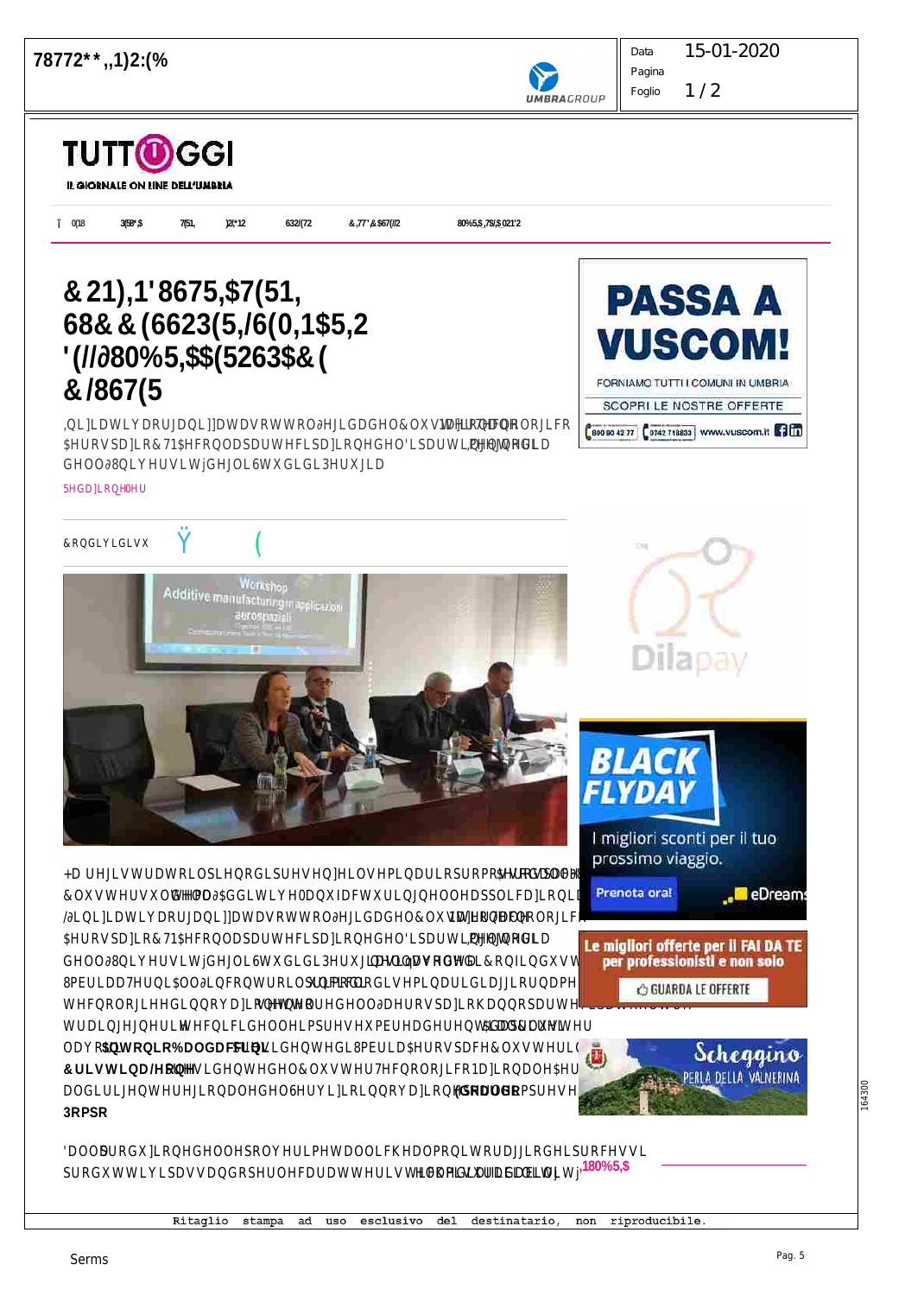# TUTTOGGI

IL GIORNALE ON LINE DELL'UMBRIA

# &21),1'8675,$7(51, 68&&(6623(5,/6(0,1$5,2 '(//∂80%5,$$(5263$&( &/867(5

,QL]LDWLYDRUJDQL]]DWDVRWWRO∂HJLGDGHO&OXVWHU7HFQRORJLFR $HURVSD]LR&71$HFRQODSDUWHFLSD]LRQHGHO'LSDUWLPHQWRGL GHOO∂8QLYHUVLWjGHJOL6WXGLGL3HUXJLD

5HGD]LRQH

&RQGLYLGLVX

+D UHJLVWUDWRLOSLHQRGLSUHVHQ]HLOVHPLQDULRSURPRVVRGD &OXVWHUDOOD∂$GGLWLYH0DQXIDFWXULQJLQHDSSOLFD]LRQL /∂LQL]LDWLYDRUJDQL]]DWDVRWWRO∂HJLGDGHO&OXVWHU7HFQRORJLFR $HURVSD]LR&71$HFRQODSDUWHFLSD]LRQHGHO'LSDUWLPHQWRGL GHOO∂8QLYHUVLWjGHJOL6WXGLGL3HUXJLD 8PEULD$HURVSDFH&OXVWHU 7HFQRORJLHHGLQQRYD]LRQH WUDLQJHJQHULWHFQLFLGHOOHLPSUHVHXPEUH $QWRQLR%DODFFKL &ULVWLDQD/HRQH 3RPR

'DOODSURGX]LRQHGHOOHSROYHULPHWDOOLFKHDOPRQLWRUDJJLRGHLSURFHVVL SURGXWWLYLSDVVDQGRSHUOHFDUDWWHULVWLFKHPHFFDQLFKHGHLPDWHULDOLj

Ritaglio stampa ad uso esclusivo del destinatario, non riproducibile.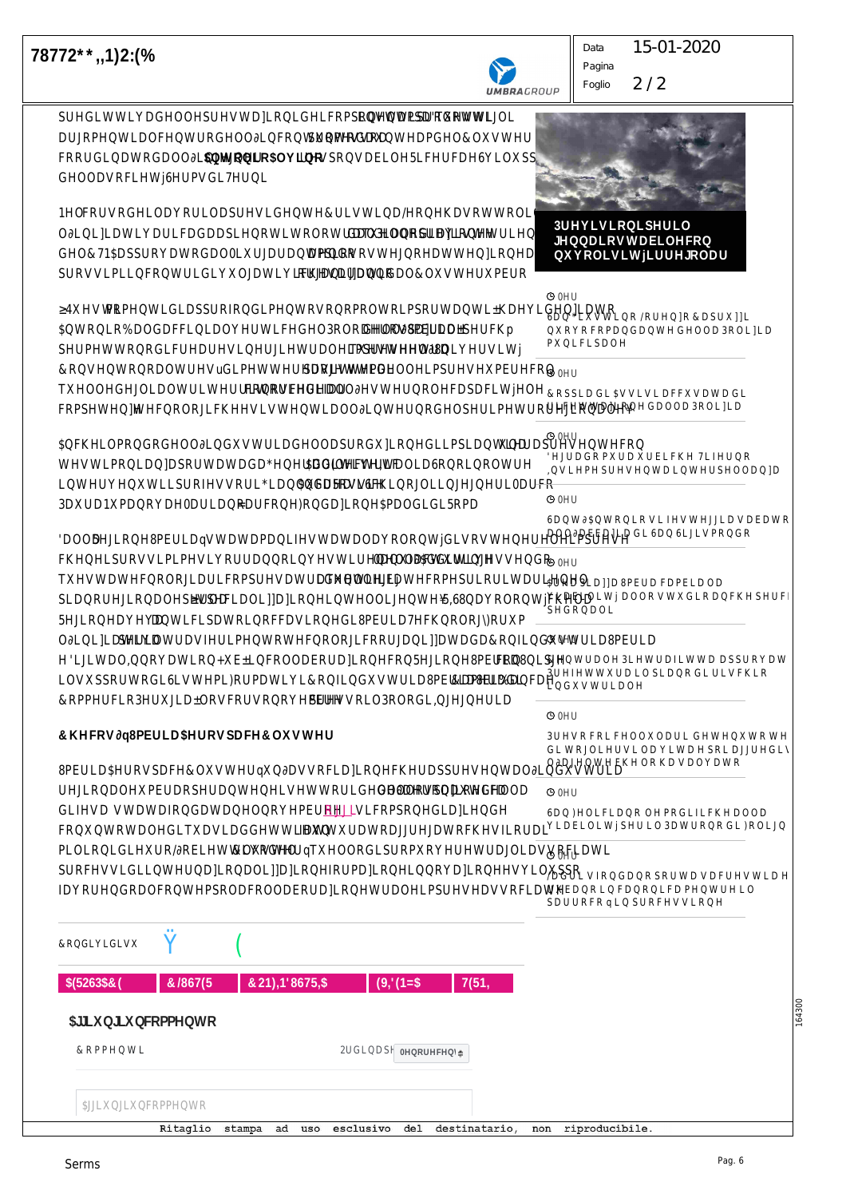78772**,,1)2:(%

UMBRAGROUP

Data 15-01-2020

Pagina

Foglio 2 / 2

SUHGLWWLYDGHOOHSUHVWD]LRQLGHLFRPSRQHQWLSDUWQRWGLWWL DUJRPHQWLDOFHQWURGHOO∂LQFRQWURVSHFLILFRVXOWHDPGHO&OXVWHU FRRUGLQDWRGDOO∂$QWRQLR$QWLOORSRQVDELOH5LFHUFDH6YLOXSS GHOODVRFLHWj6HUPVDGL7HUQL

1HOFRUVRGHLODYRULODSDUWHGHOWH&XVWLQD/HRQHKDVRWWROL O∂LQL]LDWLYDULFDGDDSLHQRWLWRORWUDTXHOOHGRSRELYDOVHQHOLQH GHO&71$SSURYDWRGDOO∂XUDUDWWDPSORPRVWHQRHDWWHQLRQHD SURVVLPLLFRQWULGLVXOJDWLYLIDFHQDQGDQWHDOOD&OXVWHU

3UHYLVLRQLSHULO JHQQDLRVWDELOHFRQ QXYROLVLWjLUUHJRODU

≥4XHVWRPHQWLGLDSSURIRQGLPHQWRVRQRPROWRLPSRUWDQWL±KDYLGHLIDWR $QWRQLR0DFFLDLQDLYHUWLFHGHO3ROR,QQRYD]LRQH8PEUDHSHUFKp SHUPHWWRQRQRGLFUHGHUHVLQHUJLHWUDOHDPSUHVHHO8QLYHUVLWj &RQVHQWRQRDOWUHVu GLPHWWHUHVXOWDWRQHOOHLPSUHVHXEHUFRQ TXHOOHGHJLQGLDWULHUFRQRVFHQ]HHDOO∂HVWHUQHFDSDFLWjGHO FRPSHWHQ]HWHFQRORJLFKHHVLVWHQWLDOO∂LQWHUQRGHOSHULPHWURUHJLRQDOH

$QFKHLOPRQGRGHOO∂LQGXVWULDGHOODSURGX]LRQHGLLPSLDQWLUHDSUHVHQWHFRQ WHVWLPRQLDQ]DSRUWDWDGD*LDQQL$QGUHDEHOOLFKHVRQROLQHDWRUH LQWHUYHQXWLLSURIHVVRUL/LQQD6D]LRVHVLRQLOQJHJQHULDFR 3DXUD1XPDQRYD0DULDQRHFDUFRQ)RQGD]LRQH$PDOLDGL5RPD

'DOOD5HJLRQH8PEULDqVWDWDPDQLIHVWDWDDYRORQWjGLVRVWHQHUHOHSUHVH FKHQHLSURVVLPLPHVLVRQRDQQRLQYHVWLUHQHOODQDOLVLGHOOLQHVGHQR TXHVWDWHFQRORJLDULFRPSUHVDDOFRQWHVWRLQWHUSUHWDWLYRLOFRQWHVWR SLDQRUHJLRQDOHSHUWSHFLDOL]]D]LRQHLQWHOOLJHQWHV5,6&RQDYRORQWj 5HJLRQHDYHYDQWLFLSDWRQRFFDVLRQHGL8PEULD7HFKQRORJ\*URXS O∂LQL]LDWLYDSLORWDWUDVIHULPHQWRWHFQRORJLFRRUJDQL]]DWDGD&RQILQGXVWULD8PEULD H'LJLWDO,QQRYDWLRQ+XE±LQFROODERUD]LRQHFRQ5HJLRQH8PEULD HSROLGLLQQRYD]LRQHLVXSSRUWRGL6LVWHPL)RUPDWLYL&RQILQGXVWULD8PEULD &RPPHUFLR3HUXJLD±/RVFRUVRQRYHPEUHSUHVVRLO3RORGL,QJHJQHULD

&KHFRV∂q8PEULD$HURVSDFH&OXVWHU

8PEULD$HURVSDFH&OXVWHUqXQ∂DVVRFLD]LRQHFKHUDSSUHVHQWDO∂LQGXVWULD UHJLRQDOHXPEUDRSHUDQWHQHLVHWWRULGHOO∂DHURVSD]LRHGHOODGLIHVD GLIHVDDWWDYHUVRDQQRDYYLDWLPSUHVHHOHJJL FRQXQYRODOHGLTXDVLPLOLDUGLGLHXURXQIDWWXUDWRDJJUHJDWRFKHVILRUD PLOLRQLGLHXURHRFFXSDWLGLUHWWLTXHOOHGLSURPXRYHUHWUDJLRU SURFHVVLGLLQWHUQD]LRQDOL]]D]LRQHIRUPD]LRQHLQQRYD]LRQHHVYLOXSSR IDYRUHQGRDOFRQWHPSRUDQHDFROODERUD]LRQHWUDOHLPSUHVHDVVRFLDWH

&RQGLYLGLVX

$(5263$&( &/867(5 &21,1'8675,$ (9,'(1=$ 7(51,

$JJLXQJLXQFRPPHQWR

&RPPHQWL

2UGLQDSHU 0HQRUHFHQWL

$JJLXQJLXQFRPPHQWR

0HU

6DQ*LXVWLQR/RUHQ]R&DSXU]L QXYRORFRPDQGDQWHGHOOD3ROL]LD PXQLFLSDOH

0HU

&RSSLDGL$VVLVLDFFXVDWDGL VWDONLQJDXQDFRQRVFHQWHGDOOD3ROL]LD

0HU

'HJUDGRPXUDUXEFKH7LIHUQR ,QVLHPHSUHVHQWDLQWHUSHOODQ]D

0HU

6DQW∂$QWRQLRVLIHVWHJJLDDEDWR QQHO∂DEEDGLD6DQ6LJLVPRQGR

0HU

6DQ*LD]]D8PEUDFDPEDOD FRQLOLWjDOORVWXGLRDQFKHSHUIL SHGRQDOL

0HU

3HUHJLQRRSLQWRUDOH3LHWUDILWWDDSSURYD 3UHIHWWXUDLOSLDQRGLULVFKLR LQGXVWULDOH

0HU

3UHVRFRLFHOOXODULGHWHQXWRWH GLWRJOLHUVLODYLWDHSRLDJJLGL\ QHOO∂HFKHORKDVDYDWR

0HU

6DQWR∂$QWRQLRVLIHVWHJJLDVDEDWR QQRO∂DEEDGLDGL6DQ6LJLVPRQGR

0HU

6DQ]HOHFLDQROHPRGLILFKHDOOD YLDELOLWjSHULO3DWURQRGL)ROLJQR

0HU

/DGLO VLQGDQRSRUWDVFDFHVWLDHOH HEDQRLQFDQRQLFDPHQWHLO SDUURFRqLQSURFHVVLRQH

Ritaglio stampa ad uso esclusivo del destinatario, non riproducibile.

164300

Serms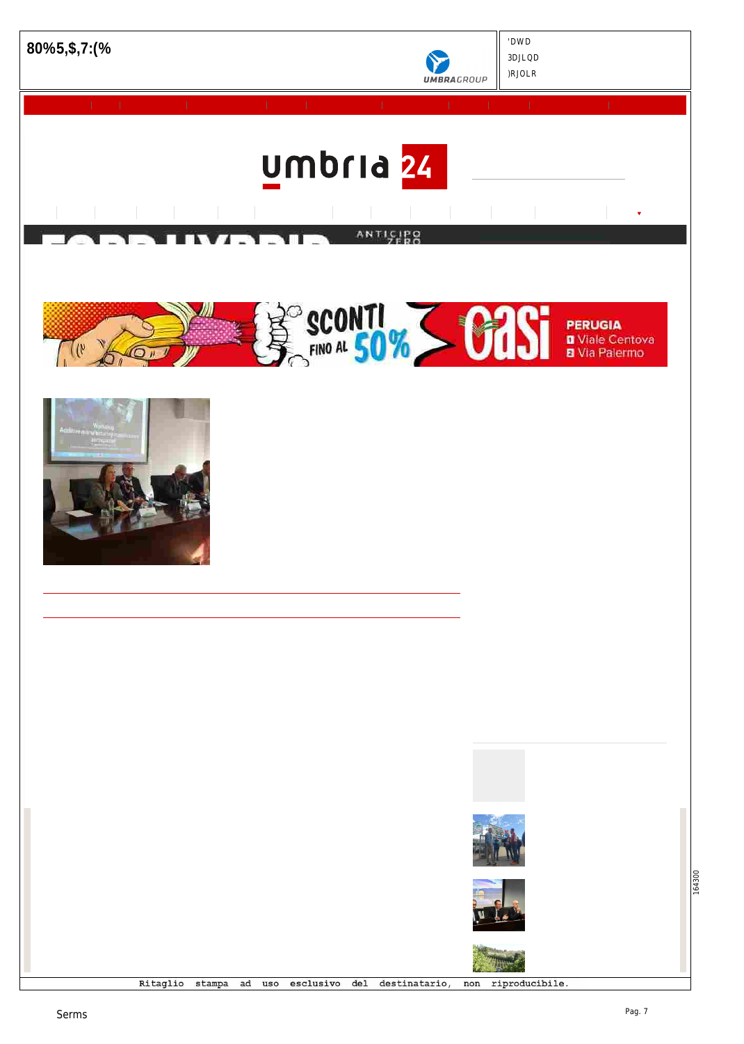80%5,$,7:(%

'DWD
3DJLQD
)RJOLR

umbria 24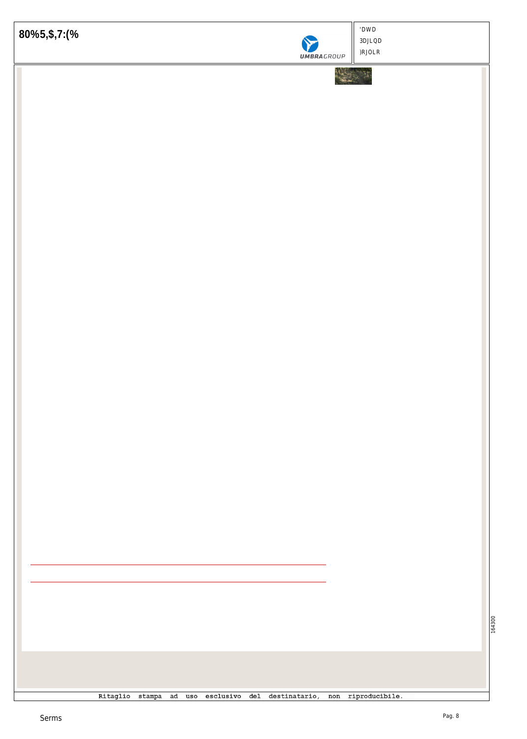Ritaglio stampa ad uso esclusivo del destinatario, non riproducibile.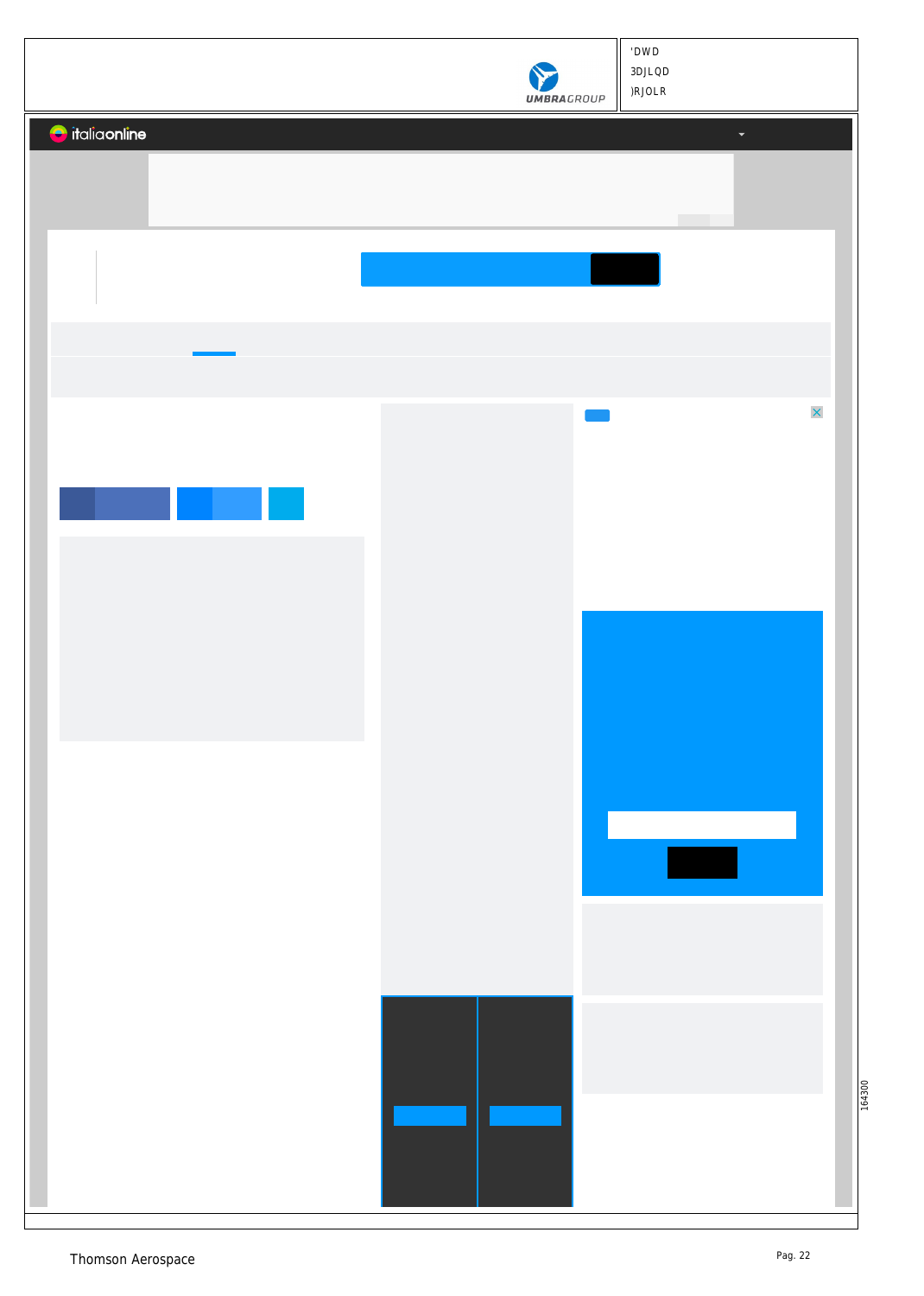italiaonline